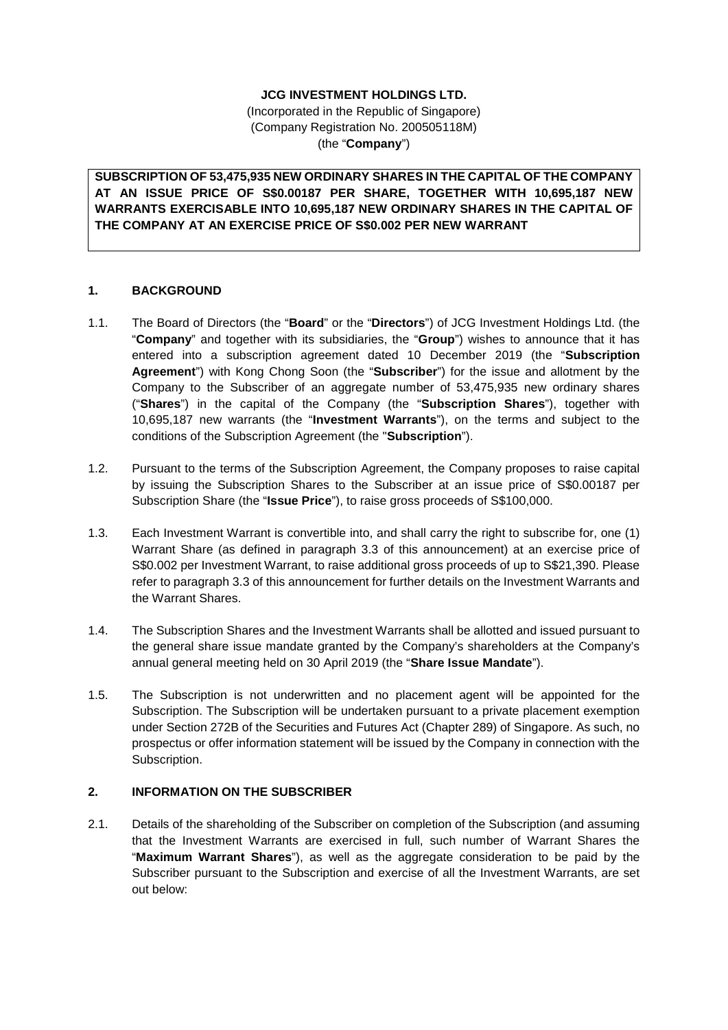**JCG INVESTMENT HOLDINGS LTD.**
(Incorporated in the Republic of Singapore)
(Company Registration No. 200505118M)
(the "**Company**")

**SUBSCRIPTION OF 53,475,935 NEW ORDINARY SHARES IN THE CAPITAL OF THE COMPANY AT AN ISSUE PRICE OF S$0.00187 PER SHARE, TOGETHER WITH 10,695,187 NEW WARRANTS EXERCISABLE INTO 10,695,187 NEW ORDINARY SHARES IN THE CAPITAL OF THE COMPANY AT AN EXERCISE PRICE OF S$0.002 PER NEW WARRANT**

## 1. BACKGROUND

1.1. The Board of Directors (the "**Board**" or the "**Directors**") of JCG Investment Holdings Ltd. (the "**Company**" and together with its subsidiaries, the "**Group**") wishes to announce that it has entered into a subscription agreement dated 10 December 2019 (the "**Subscription Agreement**") with Kong Chong Soon (the "**Subscriber**") for the issue and allotment by the Company to the Subscriber of an aggregate number of 53,475,935 new ordinary shares ("**Shares**") in the capital of the Company (the "**Subscription Shares**"), together with 10,695,187 new warrants (the "**Investment Warrants**"), on the terms and subject to the conditions of the Subscription Agreement (the "**Subscription**").

1.2. Pursuant to the terms of the Subscription Agreement, the Company proposes to raise capital by issuing the Subscription Shares to the Subscriber at an issue price of S$0.00187 per Subscription Share (the "**Issue Price**"), to raise gross proceeds of S$100,000.

1.3. Each Investment Warrant is convertible into, and shall carry the right to subscribe for, one (1) Warrant Share (as defined in paragraph 3.3 of this announcement) at an exercise price of S$0.002 per Investment Warrant, to raise additional gross proceeds of up to S$21,390. Please refer to paragraph 3.3 of this announcement for further details on the Investment Warrants and the Warrant Shares.

1.4. The Subscription Shares and the Investment Warrants shall be allotted and issued pursuant to the general share issue mandate granted by the Company's shareholders at the Company's annual general meeting held on 30 April 2019 (the "**Share Issue Mandate**").

1.5. The Subscription is not underwritten and no placement agent will be appointed for the Subscription. The Subscription will be undertaken pursuant to a private placement exemption under Section 272B of the Securities and Futures Act (Chapter 289) of Singapore. As such, no prospectus or offer information statement will be issued by the Company in connection with the Subscription.

## 2. INFORMATION ON THE SUBSCRIBER

2.1. Details of the shareholding of the Subscriber on completion of the Subscription (and assuming that the Investment Warrants are exercised in full, such number of Warrant Shares the "**Maximum Warrant Shares**"), as well as the aggregate consideration to be paid by the Subscriber pursuant to the Subscription and exercise of all the Investment Warrants, are set out below: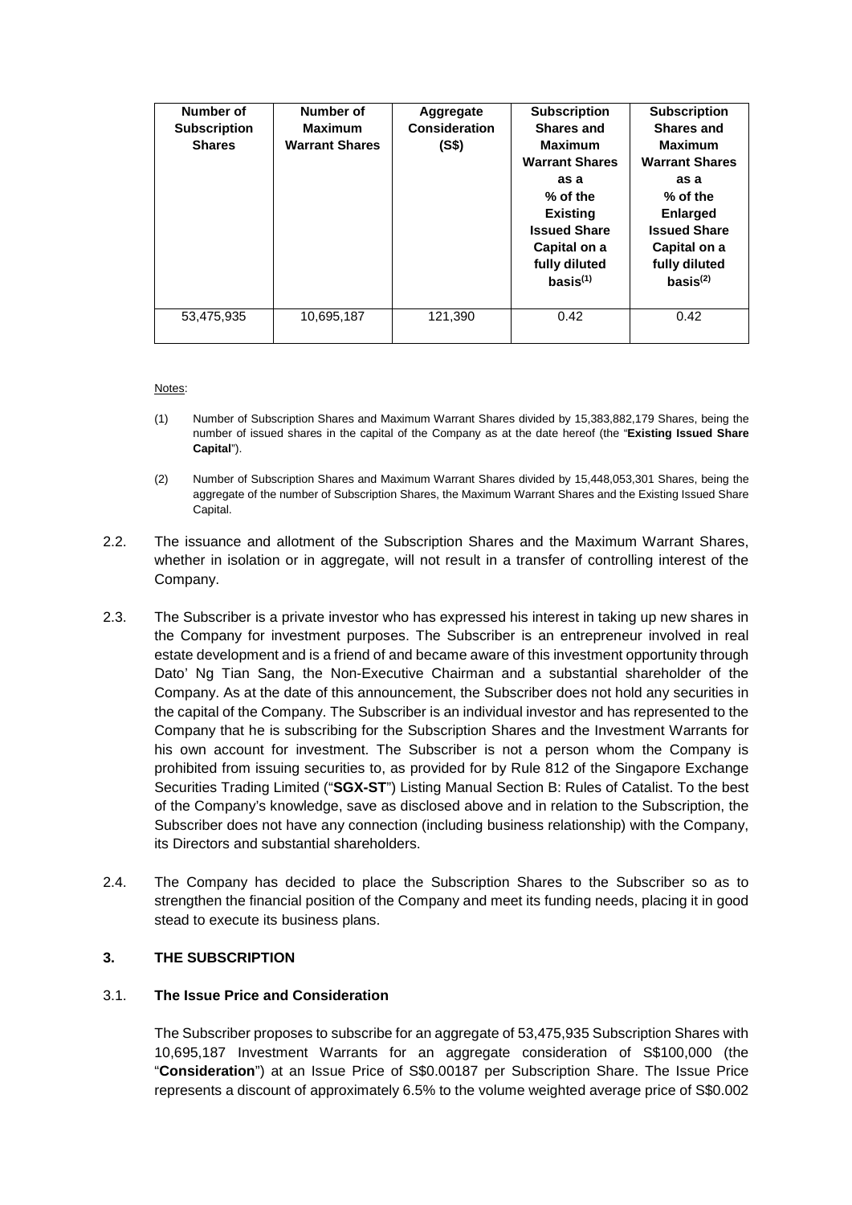| Number of Subscription Shares | Number of Maximum Warrant Shares | Aggregate Consideration (S$) | Subscription Shares and Maximum Warrant Shares as a % of the Existing Issued Share Capital on a fully diluted basis[(1)] | Subscription Shares and Maximum Warrant Shares as a % of the Enlarged Issued Share Capital on a fully diluted basis[(2)] |
|---|---|---|---|---|
| 53,475,935 | 10,695,187 | 121,390 | 0.42 | 0.42 |

Notes:

(1) Number of Subscription Shares and Maximum Warrant Shares divided by 15,383,882,179 Shares, being the number of issued shares in the capital of the Company as at the date hereof (the "**Existing Issued Share Capital**").

(2) Number of Subscription Shares and Maximum Warrant Shares divided by 15,448,053,301 Shares, being the aggregate of the number of Subscription Shares, the Maximum Warrant Shares and the Existing Issued Share Capital.

2.2. The issuance and allotment of the Subscription Shares and the Maximum Warrant Shares, whether in isolation or in aggregate, will not result in a transfer of controlling interest of the Company.

2.3. The Subscriber is a private investor who has expressed his interest in taking up new shares in the Company for investment purposes. The Subscriber is an entrepreneur involved in real estate development and is a friend of and became aware of this investment opportunity through Dato' Ng Tian Sang, the Non-Executive Chairman and a substantial shareholder of the Company. As at the date of this announcement, the Subscriber does not hold any securities in the capital of the Company. The Subscriber is an individual investor and has represented to the Company that he is subscribing for the Subscription Shares and the Investment Warrants for his own account for investment. The Subscriber is not a person whom the Company is prohibited from issuing securities to, as provided for by Rule 812 of the Singapore Exchange Securities Trading Limited ("**SGX-ST**") Listing Manual Section B: Rules of Catalist. To the best of the Company's knowledge, save as disclosed above and in relation to the Subscription, the Subscriber does not have any connection (including business relationship) with the Company, its Directors and substantial shareholders.

2.4. The Company has decided to place the Subscription Shares to the Subscriber so as to strengthen the financial position of the Company and meet its funding needs, placing it in good stead to execute its business plans.

## 3. THE SUBSCRIPTION

### 3.1. The Issue Price and Consideration

The Subscriber proposes to subscribe for an aggregate of 53,475,935 Subscription Shares with 10,695,187 Investment Warrants for an aggregate consideration of S$100,000 (the "**Consideration**") at an Issue Price of S$0.00187 per Subscription Share. The Issue Price represents a discount of approximately 6.5% to the volume weighted average price of S$0.002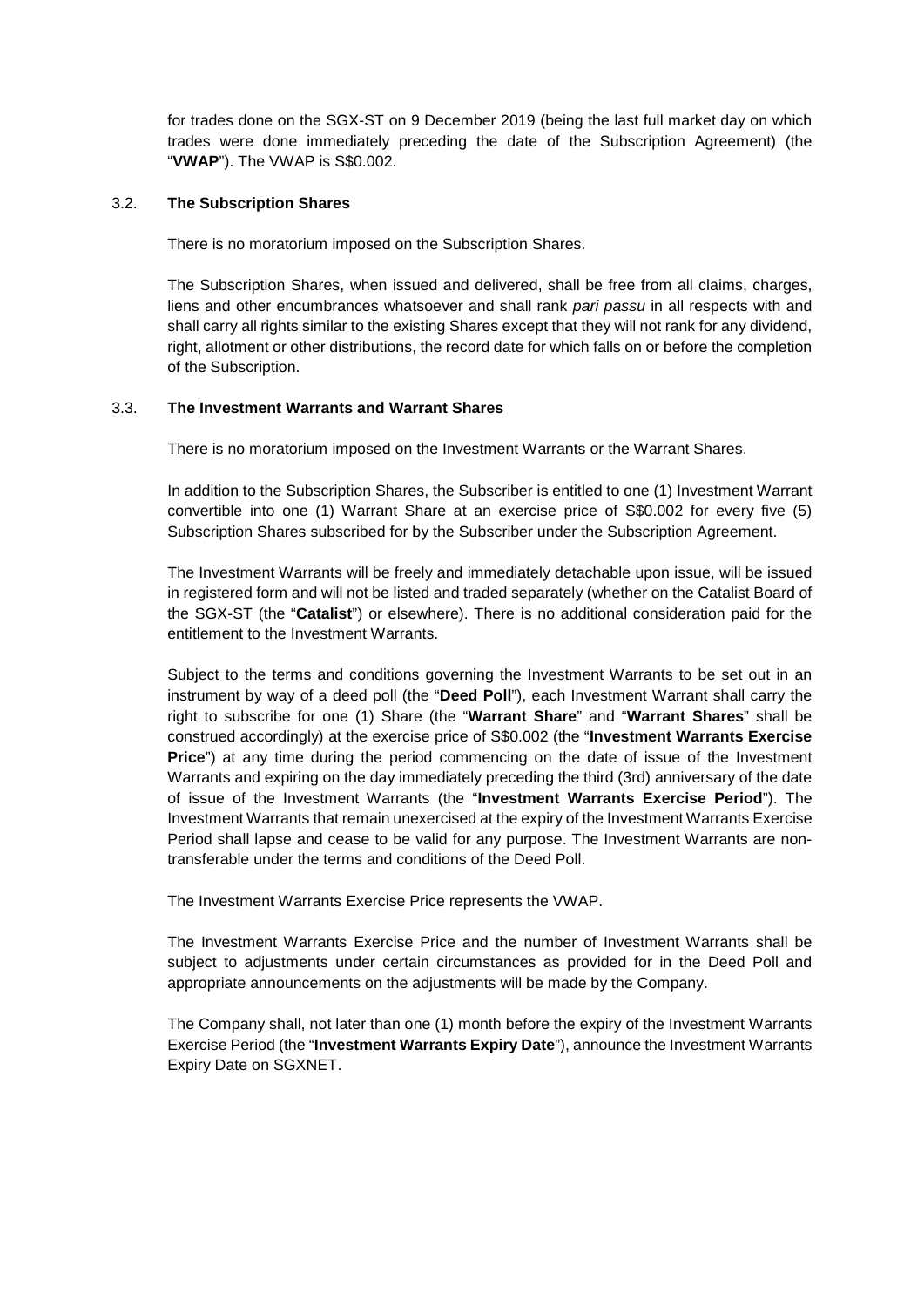for trades done on the SGX-ST on 9 December 2019 (being the last full market day on which trades were done immediately preceding the date of the Subscription Agreement) (the "**VWAP**"). The VWAP is S$0.002.

### 3.2. The Subscription Shares

There is no moratorium imposed on the Subscription Shares.

The Subscription Shares, when issued and delivered, shall be free from all claims, charges, liens and other encumbrances whatsoever and shall rank *pari passu* in all respects with and shall carry all rights similar to the existing Shares except that they will not rank for any dividend, right, allotment or other distributions, the record date for which falls on or before the completion of the Subscription.

### 3.3. The Investment Warrants and Warrant Shares

There is no moratorium imposed on the Investment Warrants or the Warrant Shares.

In addition to the Subscription Shares, the Subscriber is entitled to one (1) Investment Warrant convertible into one (1) Warrant Share at an exercise price of S$0.002 for every five (5) Subscription Shares subscribed for by the Subscriber under the Subscription Agreement.

The Investment Warrants will be freely and immediately detachable upon issue, will be issued in registered form and will not be listed and traded separately (whether on the Catalist Board of the SGX-ST (the "**Catalist**") or elsewhere). There is no additional consideration paid for the entitlement to the Investment Warrants.

Subject to the terms and conditions governing the Investment Warrants to be set out in an instrument by way of a deed poll (the "**Deed Poll**"), each Investment Warrant shall carry the right to subscribe for one (1) Share (the "**Warrant Share**" and "**Warrant Shares**" shall be construed accordingly) at the exercise price of S$0.002 (the "**Investment Warrants Exercise Price**") at any time during the period commencing on the date of issue of the Investment Warrants and expiring on the day immediately preceding the third (3rd) anniversary of the date of issue of the Investment Warrants (the "**Investment Warrants Exercise Period**"). The Investment Warrants that remain unexercised at the expiry of the Investment Warrants Exercise Period shall lapse and cease to be valid for any purpose. The Investment Warrants are non-transferable under the terms and conditions of the Deed Poll.

The Investment Warrants Exercise Price represents the VWAP.

The Investment Warrants Exercise Price and the number of Investment Warrants shall be subject to adjustments under certain circumstances as provided for in the Deed Poll and appropriate announcements on the adjustments will be made by the Company.

The Company shall, not later than one (1) month before the expiry of the Investment Warrants Exercise Period (the "**Investment Warrants Expiry Date**"), announce the Investment Warrants Expiry Date on SGXNET.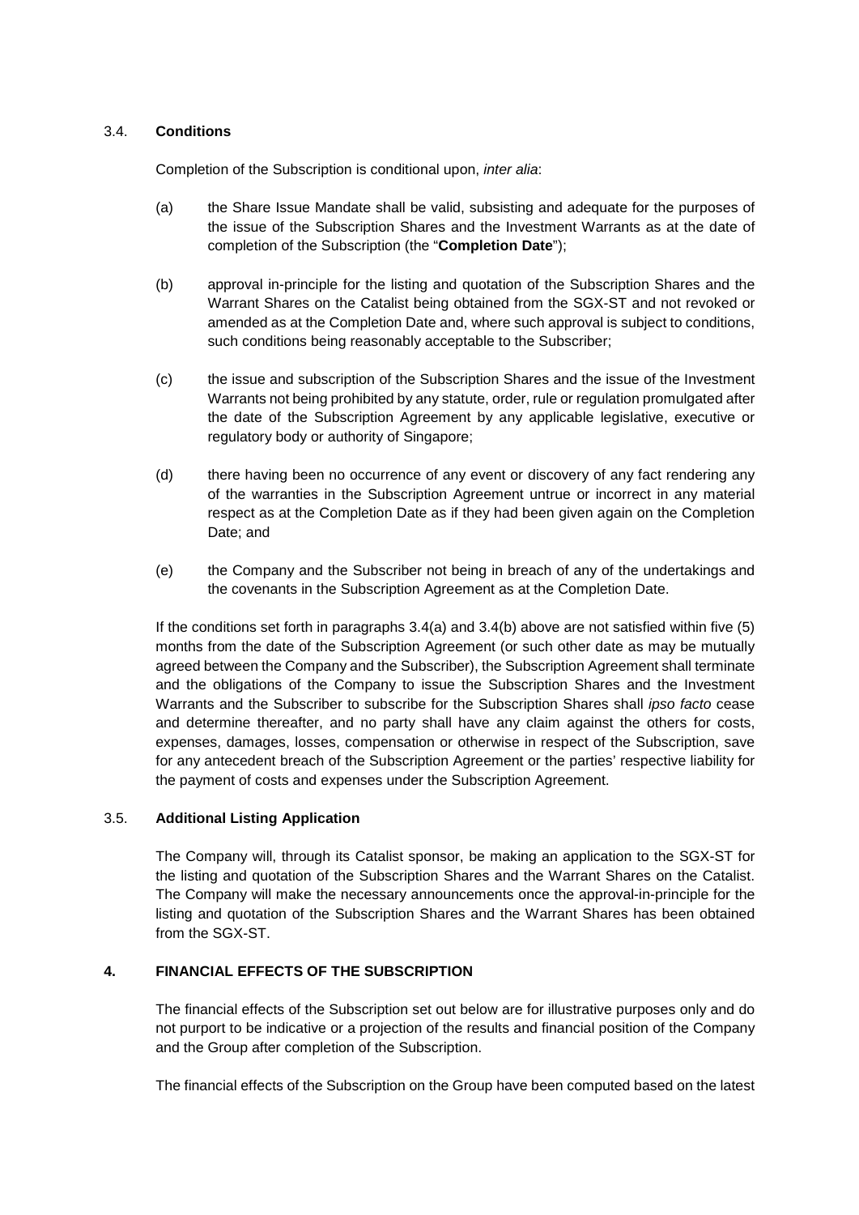### 3.4. **Conditions**

Completion of the Subscription is conditional upon, *inter alia*:

(a) the Share Issue Mandate shall be valid, subsisting and adequate for the purposes of the issue of the Subscription Shares and the Investment Warrants as at the date of completion of the Subscription (the "**Completion Date**");

(b) approval in-principle for the listing and quotation of the Subscription Shares and the Warrant Shares on the Catalist being obtained from the SGX-ST and not revoked or amended as at the Completion Date and, where such approval is subject to conditions, such conditions being reasonably acceptable to the Subscriber;

(c) the issue and subscription of the Subscription Shares and the issue of the Investment Warrants not being prohibited by any statute, order, rule or regulation promulgated after the date of the Subscription Agreement by any applicable legislative, executive or regulatory body or authority of Singapore;

(d) there having been no occurrence of any event or discovery of any fact rendering any of the warranties in the Subscription Agreement untrue or incorrect in any material respect as at the Completion Date as if they had been given again on the Completion Date; and

(e) the Company and the Subscriber not being in breach of any of the undertakings and the covenants in the Subscription Agreement as at the Completion Date.

If the conditions set forth in paragraphs 3.4(a) and 3.4(b) above are not satisfied within five (5) months from the date of the Subscription Agreement (or such other date as may be mutually agreed between the Company and the Subscriber), the Subscription Agreement shall terminate and the obligations of the Company to issue the Subscription Shares and the Investment Warrants and the Subscriber to subscribe for the Subscription Shares shall *ipso facto* cease and determine thereafter, and no party shall have any claim against the others for costs, expenses, damages, losses, compensation or otherwise in respect of the Subscription, save for any antecedent breach of the Subscription Agreement or the parties' respective liability for the payment of costs and expenses under the Subscription Agreement.

### 3.5. **Additional Listing Application**

The Company will, through its Catalist sponsor, be making an application to the SGX-ST for the listing and quotation of the Subscription Shares and the Warrant Shares on the Catalist. The Company will make the necessary announcements once the approval-in-principle for the listing and quotation of the Subscription Shares and the Warrant Shares has been obtained from the SGX-ST.

## 4. **FINANCIAL EFFECTS OF THE SUBSCRIPTION**

The financial effects of the Subscription set out below are for illustrative purposes only and do not purport to be indicative or a projection of the results and financial position of the Company and the Group after completion of the Subscription.

The financial effects of the Subscription on the Group have been computed based on the latest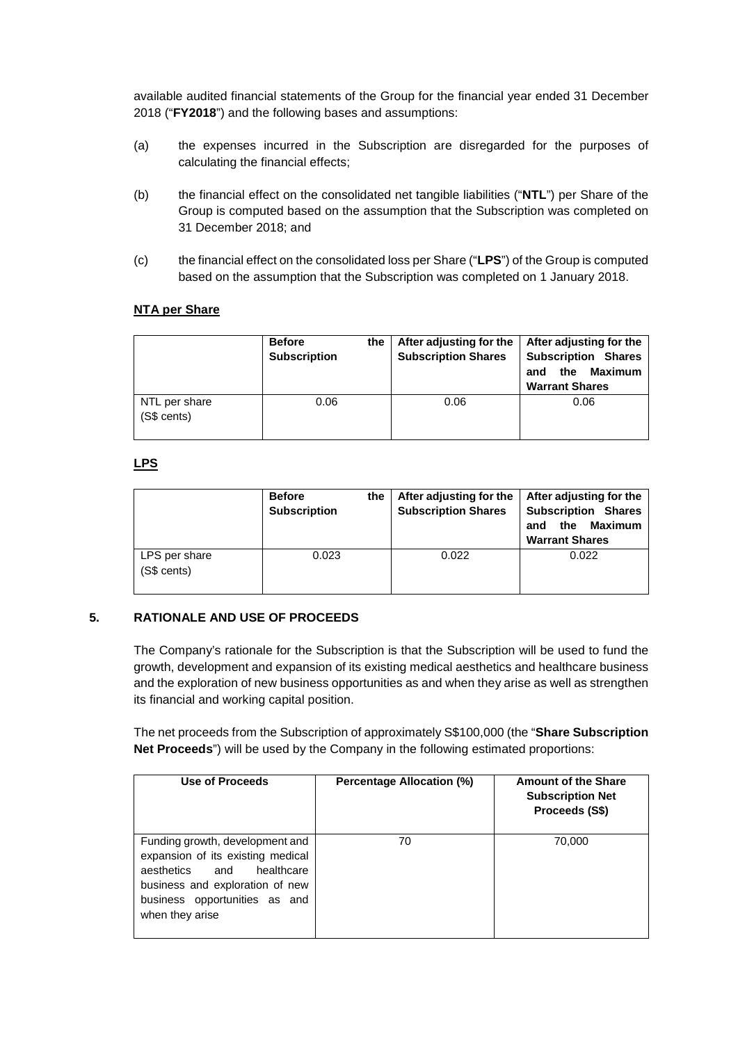available audited financial statements of the Group for the financial year ended 31 December 2018 ("**FY2018**") and the following bases and assumptions:

(a) the expenses incurred in the Subscription are disregarded for the purposes of calculating the financial effects;

(b) the financial effect on the consolidated net tangible liabilities ("**NTL**") per Share of the Group is computed based on the assumption that the Subscription was completed on 31 December 2018; and

(c) the financial effect on the consolidated loss per Share ("**LPS**") of the Group is computed based on the assumption that the Subscription was completed on 1 January 2018.

**NTA per Share**

| | **Before the Subscription** | **After adjusting for the Subscription Shares** | **After adjusting for the Subscription Shares and the Maximum Warrant Shares** |
|---|---|---|---|
| NTL per share (S$ cents) | 0.06 | 0.06 | 0.06 |

**LPS**

| | **Before the Subscription** | **After adjusting for the Subscription Shares** | **After adjusting for the Subscription Shares and the Maximum Warrant Shares** |
|---|---|---|---|
| LPS per share (S$ cents) | 0.023 | 0.022 | 0.022 |

## 5. RATIONALE AND USE OF PROCEEDS

The Company's rationale for the Subscription is that the Subscription will be used to fund the growth, development and expansion of its existing medical aesthetics and healthcare business and the exploration of new business opportunities as and when they arise as well as strengthen its financial and working capital position.

The net proceeds from the Subscription of approximately S$100,000 (the "**Share Subscription Net Proceeds**") will be used by the Company in the following estimated proportions:

| Use of Proceeds | Percentage Allocation (%) | Amount of the Share Subscription Net Proceeds (S$) |
|---|---|---|
| Funding growth, development and expansion of its existing medical aesthetics and healthcare business and exploration of new business opportunities as and when they arise | 70 | 70,000 |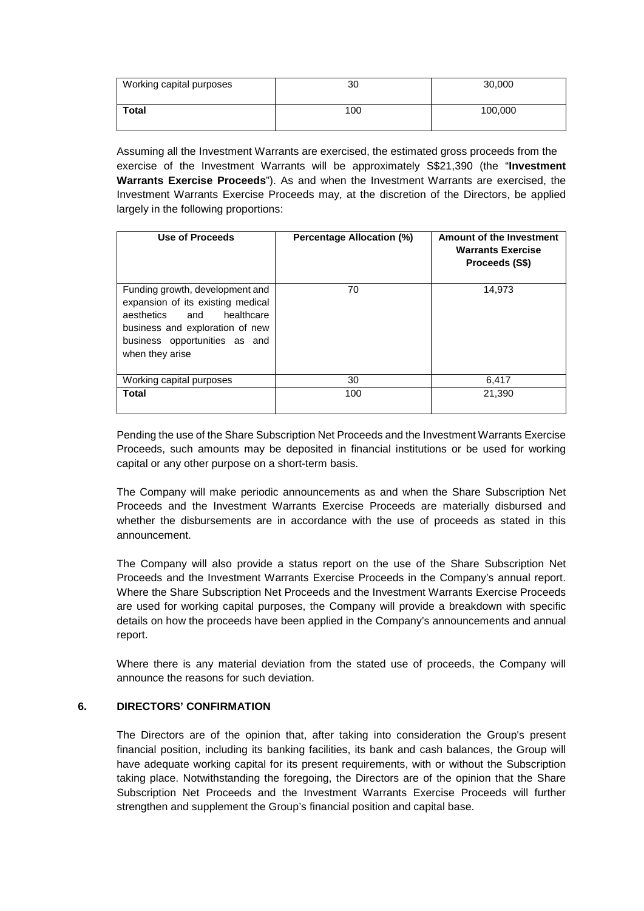| Working capital purposes | 30 | 30,000 |
|---|---|---|
| **Total** | 100 | 100,000 |

Assuming all the Investment Warrants are exercised, the estimated gross proceeds from the exercise of the Investment Warrants will be approximately S$21,390 (the "**Investment Warrants Exercise Proceeds**"). As and when the Investment Warrants are exercised, the Investment Warrants Exercise Proceeds may, at the discretion of the Directors, be applied largely in the following proportions:

| Use of Proceeds | Percentage Allocation (%) | Amount of the Investment Warrants Exercise Proceeds (S$) |
|---|---|---|
| Funding growth, development and expansion of its existing medical aesthetics and healthcare business and exploration of new business opportunities as and when they arise | 70 | 14,973 |
| Working capital purposes | 30 | 6,417 |
| **Total** | 100 | 21,390 |

Pending the use of the Share Subscription Net Proceeds and the Investment Warrants Exercise Proceeds, such amounts may be deposited in financial institutions or be used for working capital or any other purpose on a short-term basis.

The Company will make periodic announcements as and when the Share Subscription Net Proceeds and the Investment Warrants Exercise Proceeds are materially disbursed and whether the disbursements are in accordance with the use of proceeds as stated in this announcement.

The Company will also provide a status report on the use of the Share Subscription Net Proceeds and the Investment Warrants Exercise Proceeds in the Company's annual report. Where the Share Subscription Net Proceeds and the Investment Warrants Exercise Proceeds are used for working capital purposes, the Company will provide a breakdown with specific details on how the proceeds have been applied in the Company's announcements and annual report.

Where there is any material deviation from the stated use of proceeds, the Company will announce the reasons for such deviation.

## 6. DIRECTORS' CONFIRMATION

The Directors are of the opinion that, after taking into consideration the Group's present financial position, including its banking facilities, its bank and cash balances, the Group will have adequate working capital for its present requirements, with or without the Subscription taking place. Notwithstanding the foregoing, the Directors are of the opinion that the Share Subscription Net Proceeds and the Investment Warrants Exercise Proceeds will further strengthen and supplement the Group's financial position and capital base.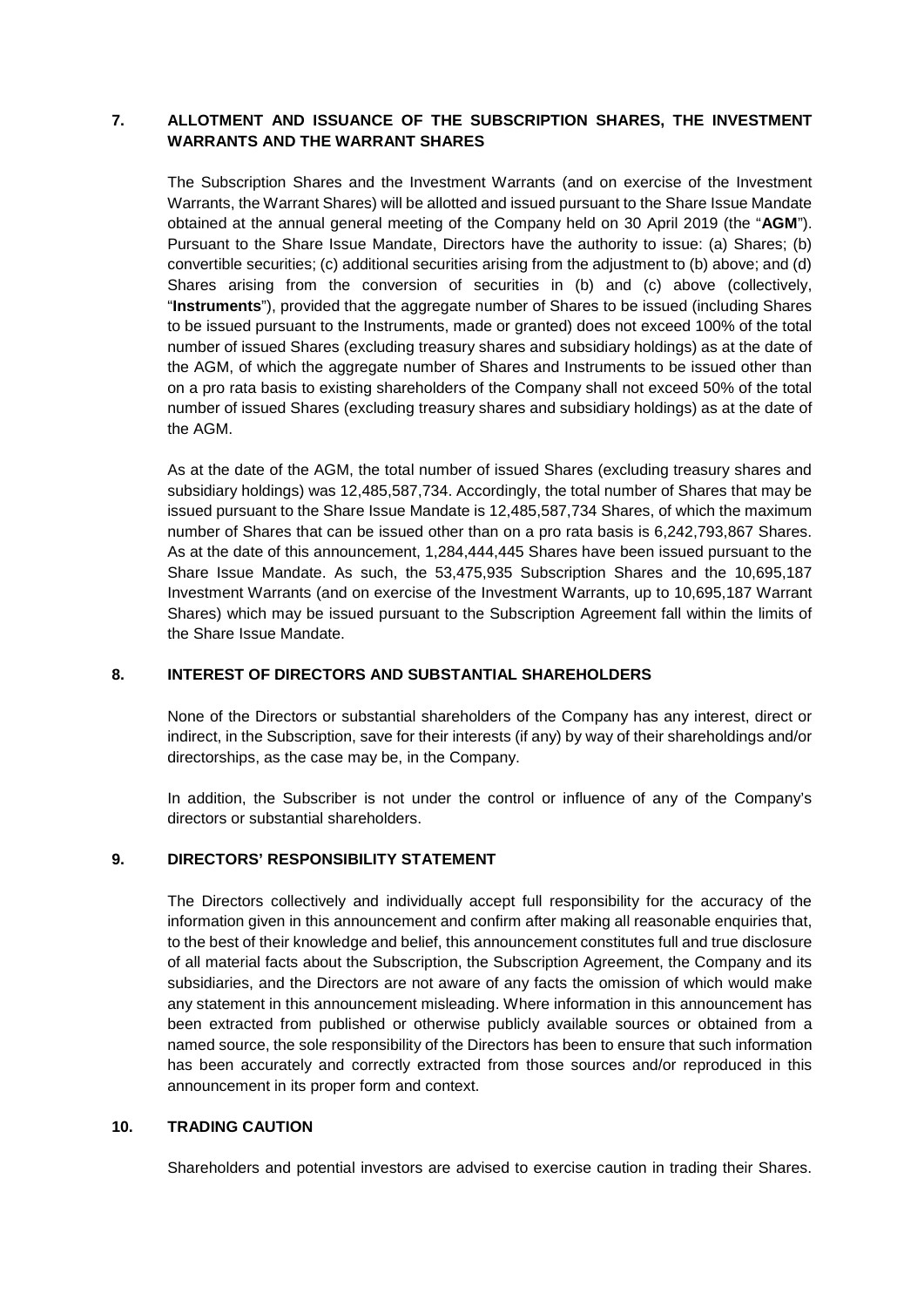## 7. ALLOTMENT AND ISSUANCE OF THE SUBSCRIPTION SHARES, THE INVESTMENT WARRANTS AND THE WARRANT SHARES

The Subscription Shares and the Investment Warrants (and on exercise of the Investment Warrants, the Warrant Shares) will be allotted and issued pursuant to the Share Issue Mandate obtained at the annual general meeting of the Company held on 30 April 2019 (the "**AGM**"). Pursuant to the Share Issue Mandate, Directors have the authority to issue: (a) Shares; (b) convertible securities; (c) additional securities arising from the adjustment to (b) above; and (d) Shares arising from the conversion of securities in (b) and (c) above (collectively, "**Instruments**"), provided that the aggregate number of Shares to be issued (including Shares to be issued pursuant to the Instruments, made or granted) does not exceed 100% of the total number of issued Shares (excluding treasury shares and subsidiary holdings) as at the date of the AGM, of which the aggregate number of Shares and Instruments to be issued other than on a pro rata basis to existing shareholders of the Company shall not exceed 50% of the total number of issued Shares (excluding treasury shares and subsidiary holdings) as at the date of the AGM.

As at the date of the AGM, the total number of issued Shares (excluding treasury shares and subsidiary holdings) was 12,485,587,734. Accordingly, the total number of Shares that may be issued pursuant to the Share Issue Mandate is 12,485,587,734 Shares, of which the maximum number of Shares that can be issued other than on a pro rata basis is 6,242,793,867 Shares. As at the date of this announcement, 1,284,444,445 Shares have been issued pursuant to the Share Issue Mandate. As such, the 53,475,935 Subscription Shares and the 10,695,187 Investment Warrants (and on exercise of the Investment Warrants, up to 10,695,187 Warrant Shares) which may be issued pursuant to the Subscription Agreement fall within the limits of the Share Issue Mandate.

## 8. INTEREST OF DIRECTORS AND SUBSTANTIAL SHAREHOLDERS

None of the Directors or substantial shareholders of the Company has any interest, direct or indirect, in the Subscription, save for their interests (if any) by way of their shareholdings and/or directorships, as the case may be, in the Company.

In addition, the Subscriber is not under the control or influence of any of the Company's directors or substantial shareholders.

## 9. DIRECTORS' RESPONSIBILITY STATEMENT

The Directors collectively and individually accept full responsibility for the accuracy of the information given in this announcement and confirm after making all reasonable enquiries that, to the best of their knowledge and belief, this announcement constitutes full and true disclosure of all material facts about the Subscription, the Subscription Agreement, the Company and its subsidiaries, and the Directors are not aware of any facts the omission of which would make any statement in this announcement misleading. Where information in this announcement has been extracted from published or otherwise publicly available sources or obtained from a named source, the sole responsibility of the Directors has been to ensure that such information has been accurately and correctly extracted from those sources and/or reproduced in this announcement in its proper form and context.

## 10. TRADING CAUTION

Shareholders and potential investors are advised to exercise caution in trading their Shares.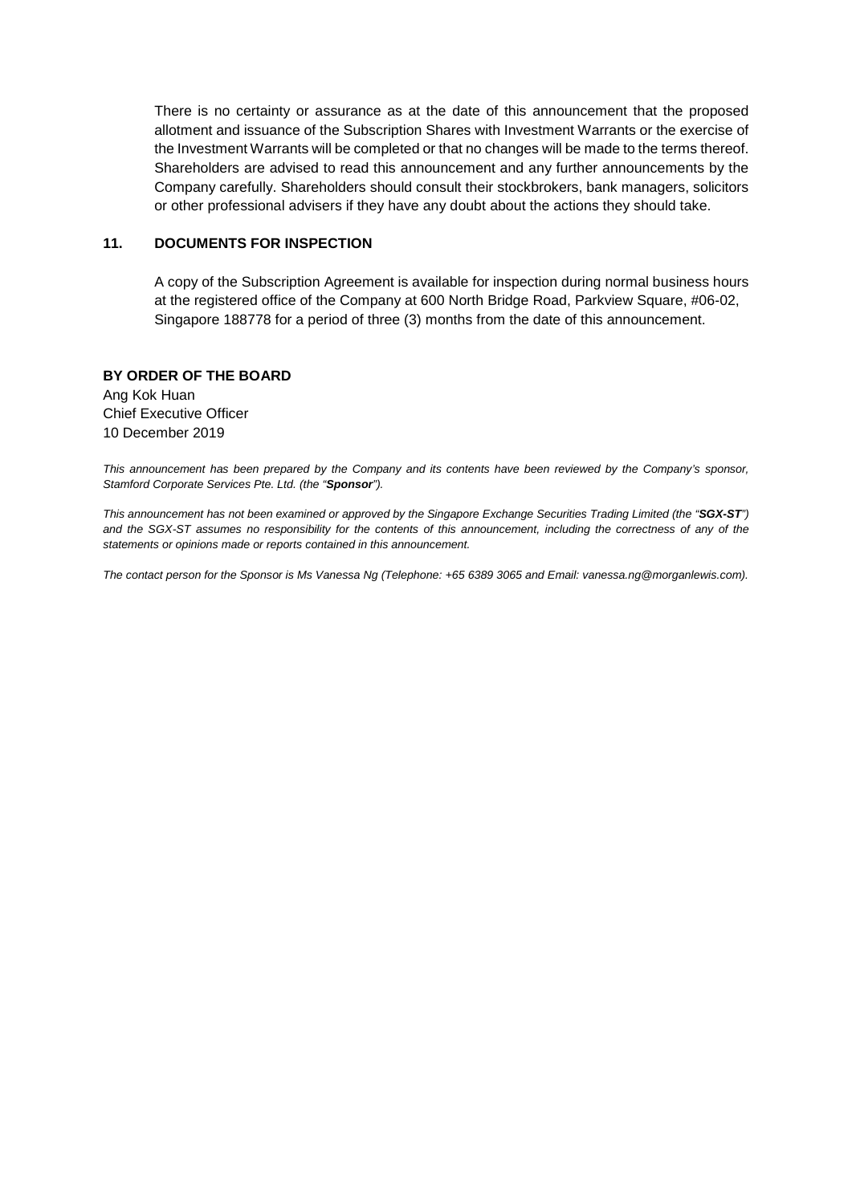There is no certainty or assurance as at the date of this announcement that the proposed allotment and issuance of the Subscription Shares with Investment Warrants or the exercise of the Investment Warrants will be completed or that no changes will be made to the terms thereof. Shareholders are advised to read this announcement and any further announcements by the Company carefully. Shareholders should consult their stockbrokers, bank managers, solicitors or other professional advisers if they have any doubt about the actions they should take.

## 11. DOCUMENTS FOR INSPECTION

A copy of the Subscription Agreement is available for inspection during normal business hours at the registered office of the Company at 600 North Bridge Road, Parkview Square, #06-02, Singapore 188778 for a period of three (3) months from the date of this announcement.

**BY ORDER OF THE BOARD**
Ang Kok Huan
Chief Executive Officer
10 December 2019

*This announcement has been prepared by the Company and its contents have been reviewed by the Company's sponsor, Stamford Corporate Services Pte. Ltd. (the "**Sponsor**").*

*This announcement has not been examined or approved by the Singapore Exchange Securities Trading Limited (the "**SGX-ST**") and the SGX-ST assumes no responsibility for the contents of this announcement, including the correctness of any of the statements or opinions made or reports contained in this announcement.*

*The contact person for the Sponsor is Ms Vanessa Ng (Telephone: +65 6389 3065 and Email: vanessa.ng@morganlewis.com).*